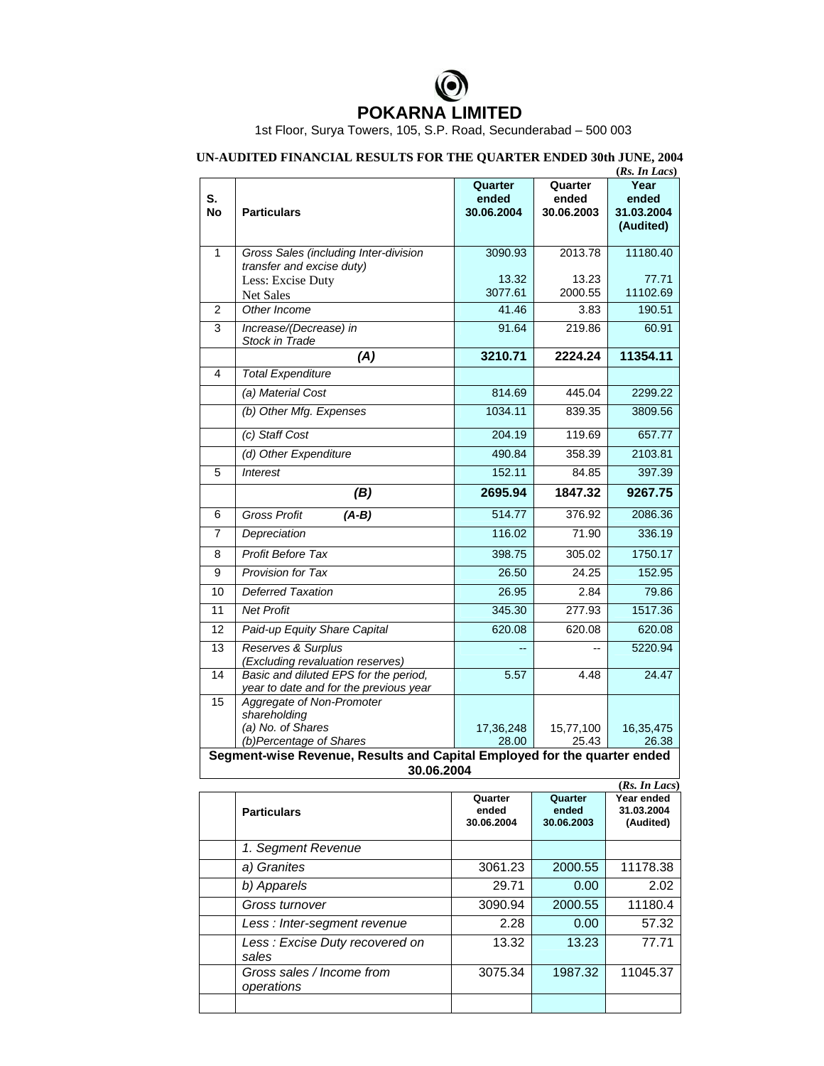# POKARNA LIMITED

1st Floor, Surya Towers, 105, S.P. Road, Secunderabad – 500 003

## UN-AUDITED FINANCIAL RESULTS FOR THE QUARTER ENDED 30th JUNE, 2004

(*Rs. In Lacs*)

| S. No | Particulars | Quarter ended 30.06.2004 | Quarter ended 30.06.2003 | Year ended 31.03.2004 (Audited) |
|---|---|---|---|---|
| 1 | *Gross Sales (including Inter-division transfer and excise duty)* | 3090.93 | 2013.78 | 11180.40 |
| | Less: Excise Duty | 13.32 | 13.23 | 77.71 |
| | Net Sales | 3077.61 | 2000.55 | 11102.69 |
| 2 | *Other Income* | 41.46 | 3.83 | 190.51 |
| 3 | *Increase/(Decrease) in Stock in Trade* | 91.64 | 219.86 | 60.91 |
| | ***(A)*** | **3210.71** | **2224.24** | **11354.11** |
| 4 | *Total Expenditure* | | | |
| | *(a) Material Cost* | 814.69 | 445.04 | 2299.22 |
| | *(b) Other Mfg. Expenses* | 1034.11 | 839.35 | 3809.56 |
| | *(c) Staff Cost* | 204.19 | 119.69 | 657.77 |
| | *(d) Other Expenditure* | 490.84 | 358.39 | 2103.81 |
| 5 | *Interest* | 152.11 | 84.85 | 397.39 |
| | ***(B)*** | **2695.94** | **1847.32** | **9267.75** |
| 6 | *Gross Profit* ***(A-B)*** | 514.77 | 376.92 | 2086.36 |
| 7 | *Depreciation* | 116.02 | 71.90 | 336.19 |
| 8 | *Profit Before Tax* | 398.75 | 305.02 | 1750.17 |
| 9 | *Provision for Tax* | 26.50 | 24.25 | 152.95 |
| 10 | *Deferred Taxation* | 26.95 | 2.84 | 79.86 |
| 11 | *Net Profit* | 345.30 | 277.93 | 1517.36 |
| 12 | *Paid-up Equity Share Capital* | 620.08 | 620.08 | 620.08 |
| 13 | *Reserves & Surplus (Excluding revaluation reserves)* | -- | -- | 5220.94 |
| 14 | *Basic and diluted EPS for the period, year to date and for the previous year* | 5.57 | 4.48 | 24.47 |
| 15 | *Aggregate of Non-Promoter shareholding* | | | |
| | *(a) No. of Shares* | 17,36,248 | 15,77,100 | 16,35,475 |
| | *(b)Percentage of Shares* | 28.00 | 25.43 | 26.38 |

## Segment-wise Revenue, Results and Capital Employed for the quarter ended 30.06.2004

(*Rs. In Lacs*)

| | Particulars | Quarter ended 30.06.2004 | Quarter ended 30.06.2003 | Year ended 31.03.2004 (Audited) |
|---|---|---|---|---|
| | *1. Segment Revenue* | | | |
| | *a) Granites* | 3061.23 | 2000.55 | 11178.38 |
| | *b) Apparels* | 29.71 | 0.00 | 2.02 |
| | *Gross turnover* | 3090.94 | 2000.55 | 11180.4 |
| | *Less : Inter-segment revenue* | 2.28 | 0.00 | 57.32 |
| | *Less : Excise Duty recovered on sales* | 13.32 | 13.23 | 77.71 |
| | *Gross sales / Income from operations* | 3075.34 | 1987.32 | 11045.37 |
| | | | | |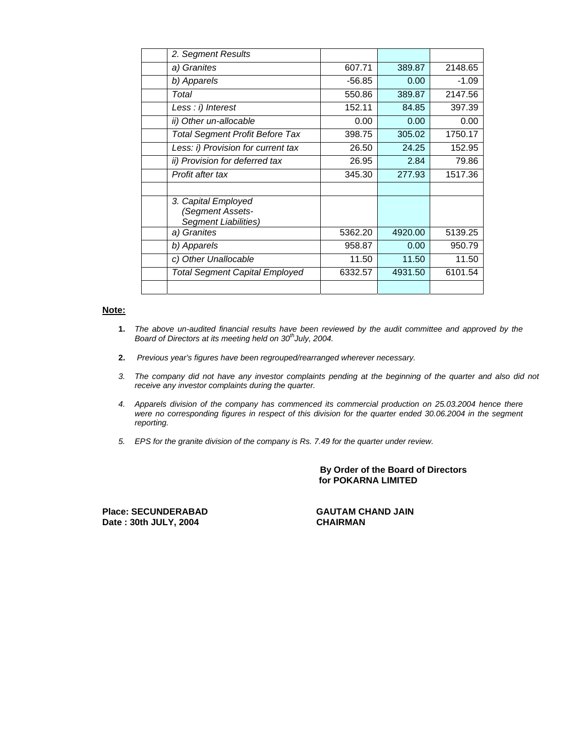| | | | | |
|---|---|---|---|---|
| | *2. Segment Results* | | | |
| | *a) Granites* | 607.71 | 389.87 | 2148.65 |
| | *b) Apparels* | -56.85 | 0.00 | -1.09 |
| | *Total* | 550.86 | 389.87 | 2147.56 |
| | *Less : i) Interest* | 152.11 | 84.85 | 397.39 |
| | *ii) Other un-allocable* | 0.00 | 0.00 | 0.00 |
| | *Total Segment Profit Before Tax* | 398.75 | 305.02 | 1750.17 |
| | *Less: i) Provision for current tax* | 26.50 | 24.25 | 152.95 |
| | *ii) Provision for deferred tax* | 26.95 | 2.84 | 79.86 |
| | *Profit after tax* | 345.30 | 277.93 | 1517.36 |
| | | | | |
| | *3. Capital Employed (Segment Assets-Segment Liabilities)* | | | |
| | *a) Granites* | 5362.20 | 4920.00 | 5139.25 |
| | *b) Apparels* | 958.87 | 0.00 | 950.79 |
| | *c) Other Unallocable* | 11.50 | 11.50 | 11.50 |
| | *Total Segment Capital Employed* | 6332.57 | 4931.50 | 6101.54 |
| | | | | |

**Note:**

1. *The above un-audited financial results have been reviewed by the audit committee and approved by the Board of Directors at its meeting held on 30th July, 2004.*

2. *Previous year's figures have been regrouped/rearranged wherever necessary.*

3. *The company did not have any investor complaints pending at the beginning of the quarter and also did not receive any investor complaints during the quarter.*

4. *Apparels division of the company has commenced its commercial production on 25.03.2004 hence there were no corresponding figures in respect of this division for the quarter ended 30.06.2004 in the segment reporting.*

5. *EPS for the granite division of the company is Rs. 7.49 for the quarter under review.*

**By Order of the Board of Directors**
**for POKARNA LIMITED**

**Place: SECUNDERABAD**
**Date : 30th JULY, 2004**

**GAUTAM CHAND JAIN**
**CHAIRMAN**